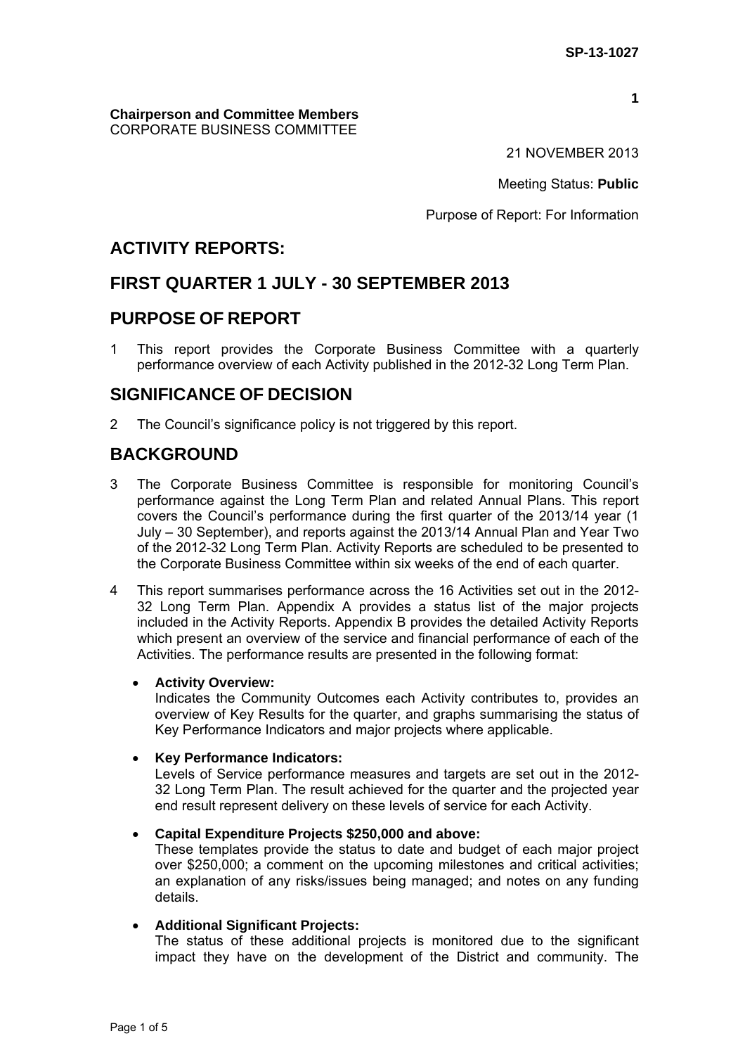SP-13-1027

**Chairperson and Committee Members**
CORPORATE BUSINESS COMMITTEE

21 NOVEMBER 2013

Meeting Status: **Public**

Purpose of Report: For Information

# ACTIVITY REPORTS:

# FIRST QUARTER 1 JULY - 30 SEPTEMBER 2013

## PURPOSE OF REPORT

1 This report provides the Corporate Business Committee with a quarterly performance overview of each Activity published in the 2012-32 Long Term Plan.

## SIGNIFICANCE OF DECISION

2 The Council's significance policy is not triggered by this report.

## BACKGROUND

3 The Corporate Business Committee is responsible for monitoring Council's performance against the Long Term Plan and related Annual Plans. This report covers the Council's performance during the first quarter of the 2013/14 year (1 July – 30 September), and reports against the 2013/14 Annual Plan and Year Two of the 2012-32 Long Term Plan. Activity Reports are scheduled to be presented to the Corporate Business Committee within six weeks of the end of each quarter.

4 This report summarises performance across the 16 Activities set out in the 2012-32 Long Term Plan. Appendix A provides a status list of the major projects included in the Activity Reports. Appendix B provides the detailed Activity Reports which present an overview of the service and financial performance of each of the Activities. The performance results are presented in the following format:

- **Activity Overview:**
  Indicates the Community Outcomes each Activity contributes to, provides an overview of Key Results for the quarter, and graphs summarising the status of Key Performance Indicators and major projects where applicable.

- **Key Performance Indicators:**
  Levels of Service performance measures and targets are set out in the 2012-32 Long Term Plan. The result achieved for the quarter and the projected year end result represent delivery on these levels of service for each Activity.

- **Capital Expenditure Projects $250,000 and above:**
  These templates provide the status to date and budget of each major project over $250,000; a comment on the upcoming milestones and critical activities; an explanation of any risks/issues being managed; and notes on any funding details.

- **Additional Significant Projects:**
  The status of these additional projects is monitored due to the significant impact they have on the development of the District and community. The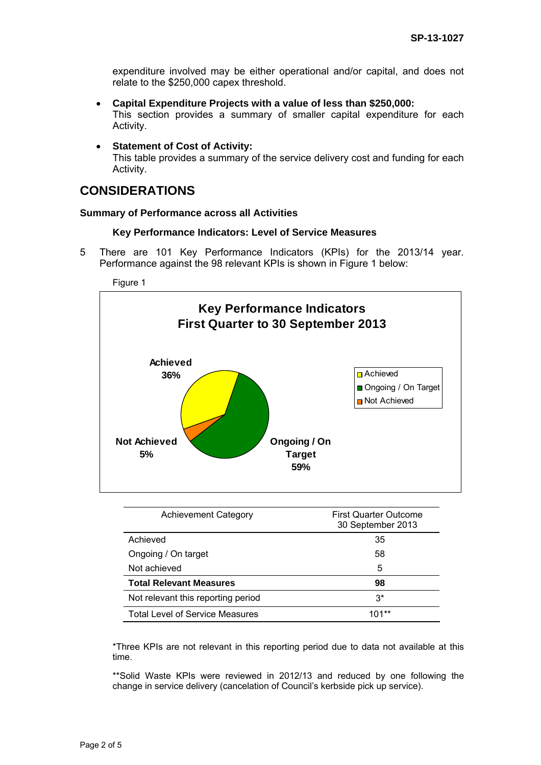expenditure involved may be either operational and/or capital, and does not relate to the $250,000 capex threshold.

- **Capital Expenditure Projects with a value of less than $250,000:**
  This section provides a summary of smaller capital expenditure for each Activity.

- **Statement of Cost of Activity:**
  This table provides a summary of the service delivery cost and funding for each Activity.

## CONSIDERATIONS

### Summary of Performance across all Activities

#### Key Performance Indicators: Level of Service Measures

5 There are 101 Key Performance Indicators (KPIs) for the 2013/14 year. Performance against the 98 relevant KPIs is shown in Figure 1 below:

Figure 1

**Key Performance Indicators**
**First Quarter to 30 September 2013**

Achieved 36%
Ongoing / On Target 59%
Not Achieved 5%

| Achievement Category | First Quarter Outcome 30 September 2013 |
|---|---|
| Achieved | 35 |
| Ongoing / On target | 58 |
| Not achieved | 5 |
| **Total Relevant Measures** | **98** |
| Not relevant this reporting period | 3* |
| Total Level of Service Measures | 101** |

*Three KPIs are not relevant in this reporting period due to data not available at this time.

**Solid Waste KPIs were reviewed in 2012/13 and reduced by one following the change in service delivery (cancelation of Council's kerbside pick up service).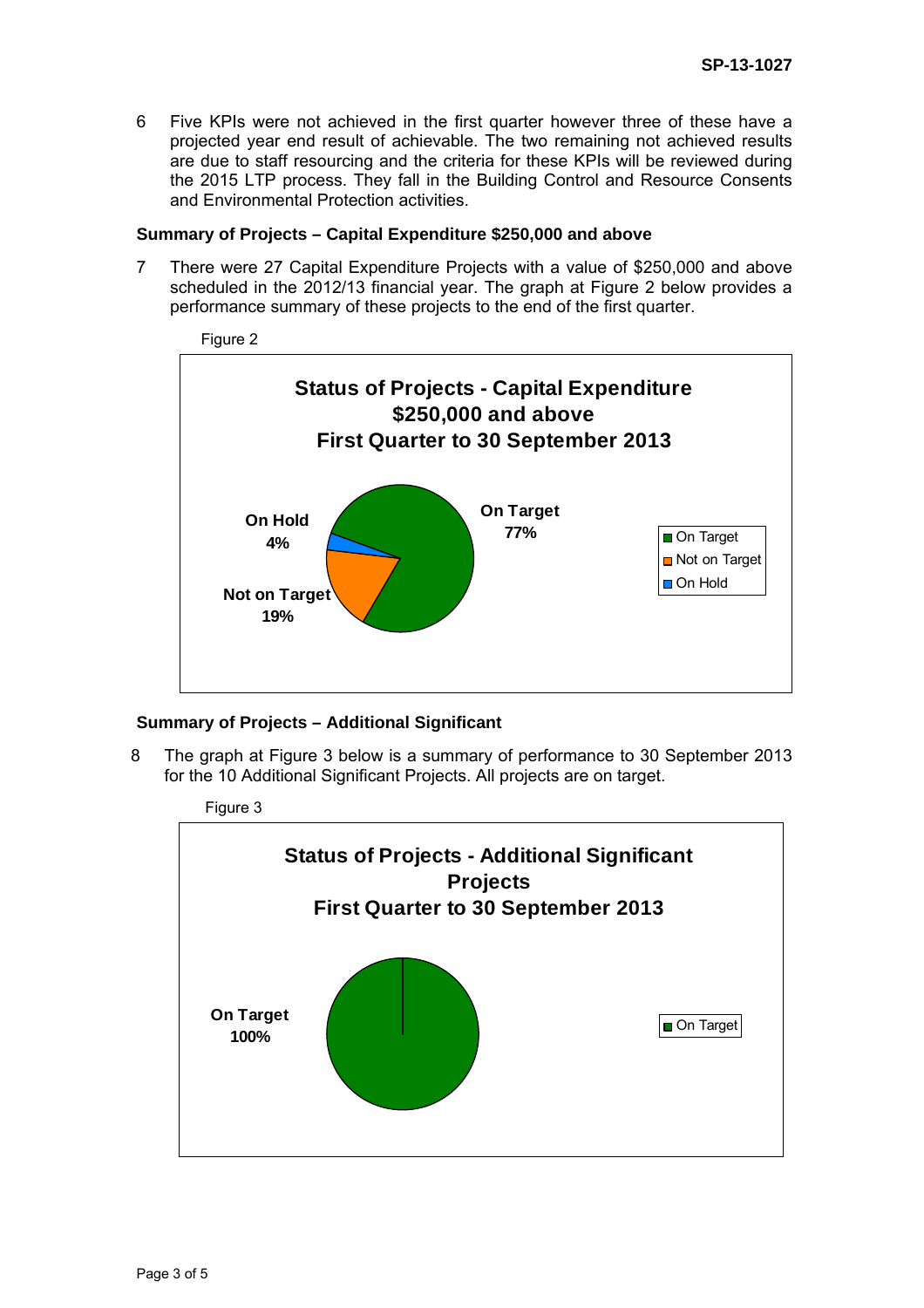6 Five KPIs were not achieved in the first quarter however three of these have a projected year end result of achievable. The two remaining not achieved results are due to staff resourcing and the criteria for these KPIs will be reviewed during the 2015 LTP process. They fall in the Building Control and Resource Consents and Environmental Protection activities.

**Summary of Projects – Capital Expenditure $250,000 and above**

7 There were 27 Capital Expenditure Projects with a value of $250,000 and above scheduled in the 2012/13 financial year. The graph at Figure 2 below provides a performance summary of these projects to the end of the first quarter.

Figure 2

**Status of Projects - Capital Expenditure $250,000 and above First Quarter to 30 September 2013**

On Target 77%
Not on Target 19%
On Hold 4%

**Summary of Projects – Additional Significant**

8 The graph at Figure 3 below is a summary of performance to 30 September 2013 for the 10 Additional Significant Projects. All projects are on target.

Figure 3

**Status of Projects - Additional Significant Projects First Quarter to 30 September 2013**

On Target 100%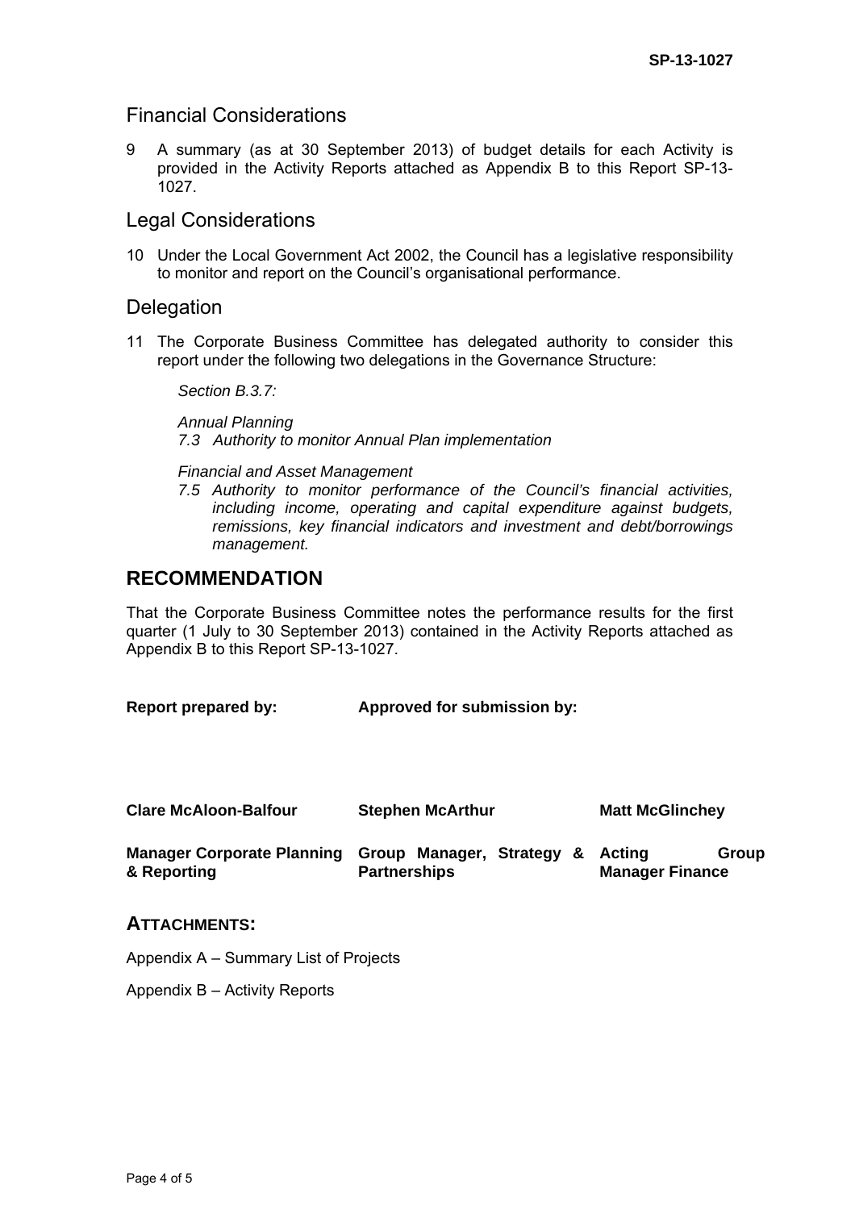## Financial Considerations

9 A summary (as at 30 September 2013) of budget details for each Activity is provided in the Activity Reports attached as Appendix B to this Report SP-13-1027.

## Legal Considerations

10 Under the Local Government Act 2002, the Council has a legislative responsibility to monitor and report on the Council's organisational performance.

## Delegation

11 The Corporate Business Committee has delegated authority to consider this report under the following two delegations in the Governance Structure:

*Section B.3.7:*

*Annual Planning*
*7.3 Authority to monitor Annual Plan implementation*

*Financial and Asset Management*
*7.5 Authority to monitor performance of the Council's financial activities, including income, operating and capital expenditure against budgets, remissions, key financial indicators and investment and debt/borrowings management.*

# RECOMMENDATION

That the Corporate Business Committee notes the performance results for the first quarter (1 July to 30 September 2013) contained in the Activity Reports attached as Appendix B to this Report SP-13-1027.

| **Report prepared by:** | **Approved for submission by:** | |
|---|---|---|
| **Clare McAloon-Balfour** | **Stephen McArthur** | **Matt McGlinchey** |
| **Manager Corporate Planning & Reporting** | **Group Manager, Strategy & Partnerships** | **Acting Group Manager Finance** |

## ATTACHMENTS:

Appendix A – Summary List of Projects

Appendix B – Activity Reports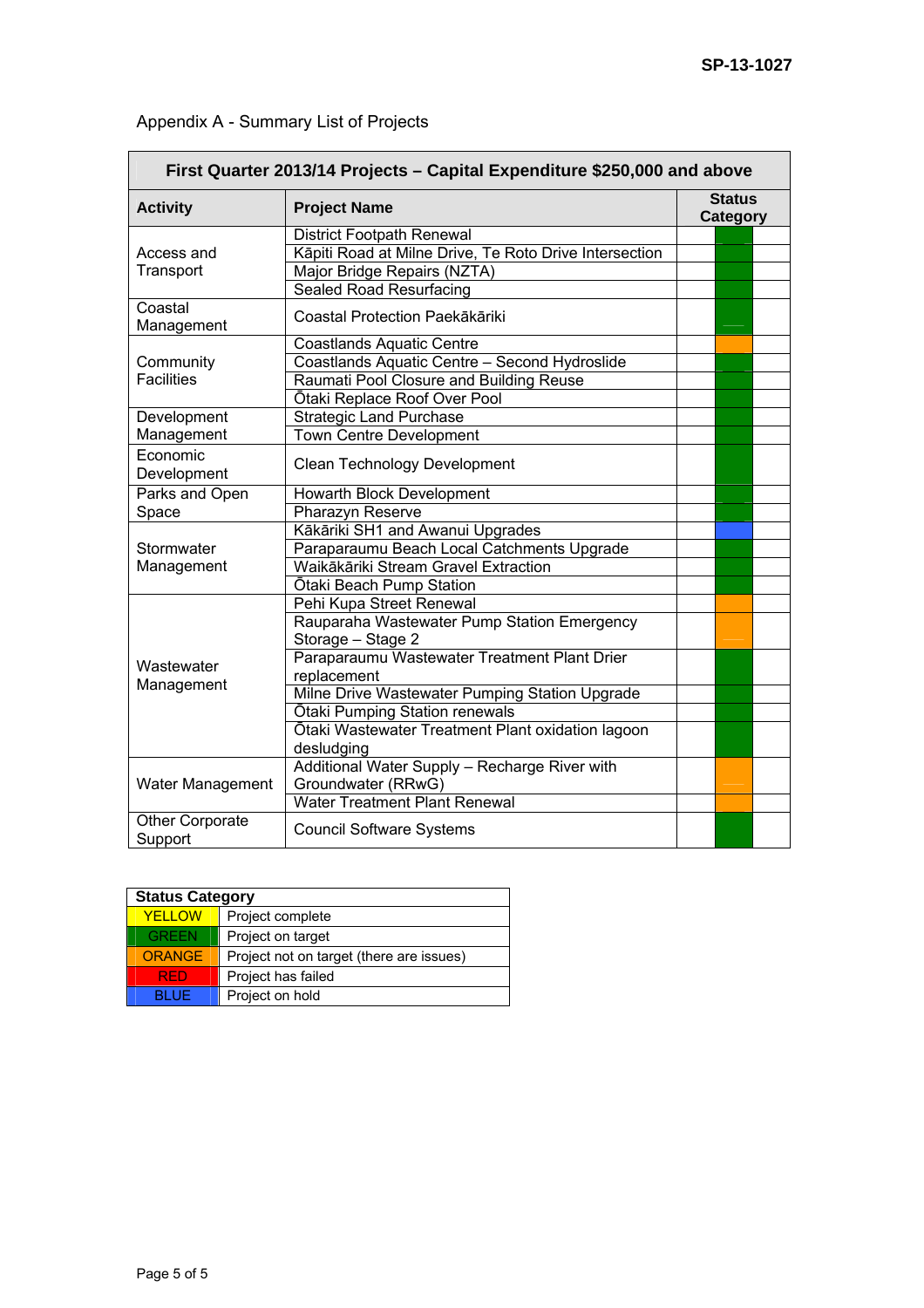SP-13-1027

Appendix A - Summary List of Projects

**First Quarter 2013/14 Projects – Capital Expenditure $250,000 and above**

| Activity | Project Name | Status Category |
|---|---|---|
| Access and Transport | District Footpath Renewal | GREEN |
| | Kāpiti Road at Milne Drive, Te Roto Drive Intersection | GREEN |
| | Major Bridge Repairs (NZTA) | GREEN |
| | Sealed Road Resurfacing | GREEN |
| Coastal Management | Coastal Protection Paekākāriki | GREEN |
| Community Facilities | Coastlands Aquatic Centre | ORANGE |
| | Coastlands Aquatic Centre – Second Hydroslide | GREEN |
| | Raumati Pool Closure and Building Reuse | GREEN |
| | Ōtaki Replace Roof Over Pool | GREEN |
| Development Management | Strategic Land Purchase | GREEN |
| | Town Centre Development | GREEN |
| Economic Development | Clean Technology Development | GREEN |
| Parks and Open Space | Howarth Block Development | GREEN |
| | Pharazyn Reserve | GREEN |
| Stormwater Management | Kākāriki SH1 and Awanui Upgrades | BLUE |
| | Paraparaumu Beach Local Catchments Upgrade | GREEN |
| | Waikākāriki Stream Gravel Extraction | GREEN |
| | Ōtaki Beach Pump Station | GREEN |
| Wastewater Management | Pehi Kupa Street Renewal | ORANGE |
| | Rauparaha Wastewater Pump Station Emergency Storage – Stage 2 | ORANGE |
| | Paraparaumu Wastewater Treatment Plant Drier replacement | GREEN |
| | Milne Drive Wastewater Pumping Station Upgrade | GREEN |
| | Ōtaki Pumping Station renewals | GREEN |
| | Ōtaki Wastewater Treatment Plant oxidation lagoon desludging | GREEN |
| Water Management | Additional Water Supply – Recharge River with Groundwater (RRwG) | ORANGE |
| | Water Treatment Plant Renewal | ORANGE |
| Other Corporate Support | Council Software Systems | GREEN |

| Status Category | |
|---|---|
| YELLOW | Project complete |
| GREEN | Project on target |
| ORANGE | Project not on target (there are issues) |
| RED | Project has failed |
| BLUE | Project on hold |